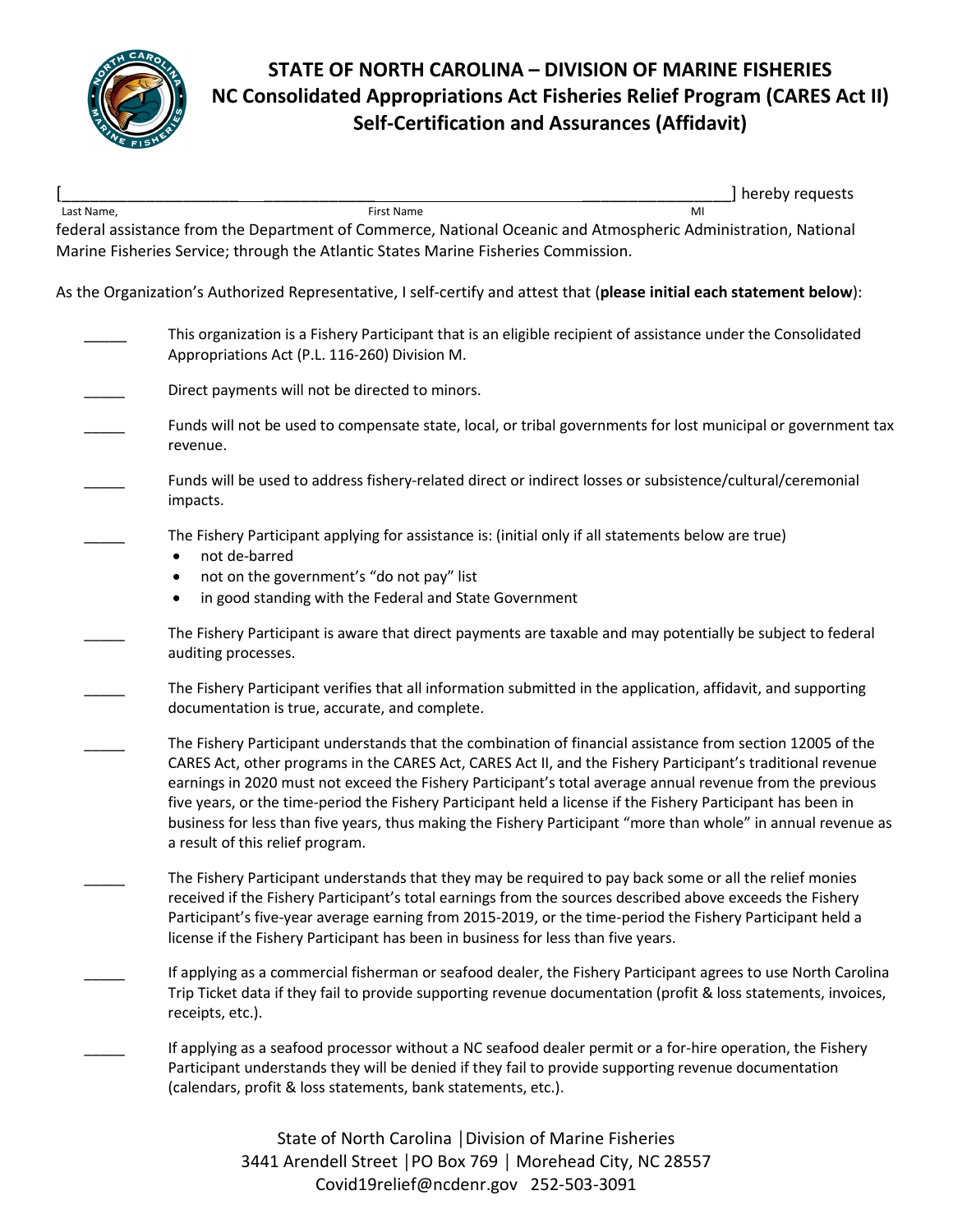# STATE OF NORTH CAROLINA – DIVISION OF MARINE FISHERIES
## NC Consolidated Appropriations Act Fisheries Relief Program (CARES Act II)
## Self-Certification and Assurances (Affidavit)

[_____________________ ______________ ________________________ _________________] hereby requests
Last Name, First Name MI

federal assistance from the Department of Commerce, National Oceanic and Atmospheric Administration, National Marine Fisheries Service; through the Atlantic States Marine Fisheries Commission.

As the Organization's Authorized Representative, I self-certify and attest that (**please initial each statement below**):

_____ This organization is a Fishery Participant that is an eligible recipient of assistance under the Consolidated Appropriations Act (P.L. 116-260) Division M.

_____ Direct payments will not be directed to minors.

_____ Funds will not be used to compensate state, local, or tribal governments for lost municipal or government tax revenue.

_____ Funds will be used to address fishery-related direct or indirect losses or subsistence/cultural/ceremonial impacts.

_____ The Fishery Participant applying for assistance is: (initial only if all statements below are true)

- not de-barred
- not on the government's "do not pay" list
- in good standing with the Federal and State Government

_____ The Fishery Participant is aware that direct payments are taxable and may potentially be subject to federal auditing processes.

_____ The Fishery Participant verifies that all information submitted in the application, affidavit, and supporting documentation is true, accurate, and complete.

_____ The Fishery Participant understands that the combination of financial assistance from section 12005 of the CARES Act, other programs in the CARES Act, CARES Act II, and the Fishery Participant's traditional revenue earnings in 2020 must not exceed the Fishery Participant's total average annual revenue from the previous five years, or the time-period the Fishery Participant held a license if the Fishery Participant has been in business for less than five years, thus making the Fishery Participant "more than whole" in annual revenue as a result of this relief program.

_____ The Fishery Participant understands that they may be required to pay back some or all the relief monies received if the Fishery Participant's total earnings from the sources described above exceeds the Fishery Participant's five-year average earning from 2015-2019, or the time-period the Fishery Participant held a license if the Fishery Participant has been in business for less than five years.

_____ If applying as a commercial fisherman or seafood dealer, the Fishery Participant agrees to use North Carolina Trip Ticket data if they fail to provide supporting revenue documentation (profit & loss statements, invoices, receipts, etc.).

_____ If applying as a seafood processor without a NC seafood dealer permit or a for-hire operation, the Fishery Participant understands they will be denied if they fail to provide supporting revenue documentation (calendars, profit & loss statements, bank statements, etc.).

State of North Carolina | Division of Marine Fisheries
3441 Arendell Street | PO Box 769 | Morehead City, NC 28557
Covid19relief@ncdenr.gov 252-503-3091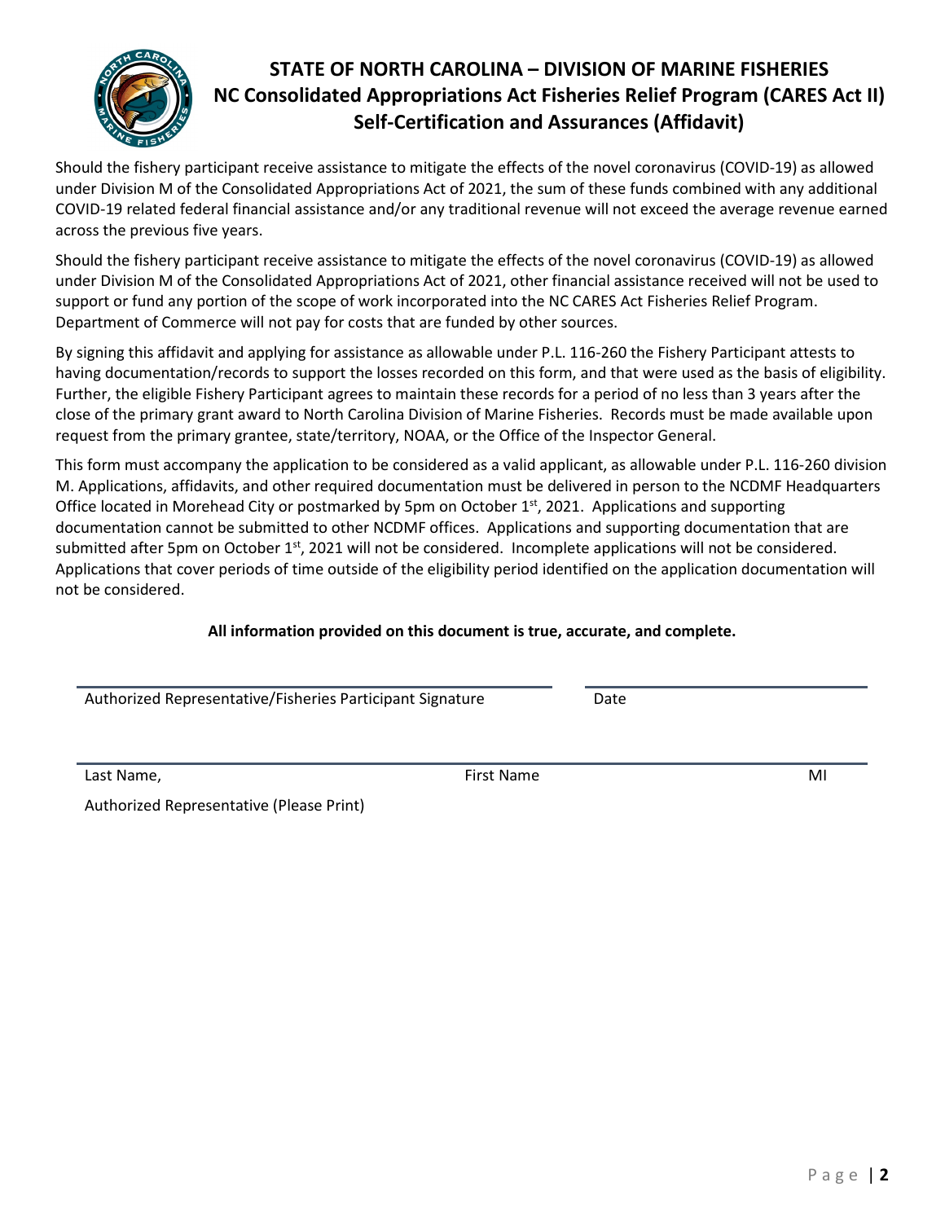# STATE OF NORTH CAROLINA – DIVISION OF MARINE FISHERIES
## NC Consolidated Appropriations Act Fisheries Relief Program (CARES Act II)
## Self-Certification and Assurances (Affidavit)

Should the fishery participant receive assistance to mitigate the effects of the novel coronavirus (COVID-19) as allowed under Division M of the Consolidated Appropriations Act of 2021, the sum of these funds combined with any additional COVID-19 related federal financial assistance and/or any traditional revenue will not exceed the average revenue earned across the previous five years.

Should the fishery participant receive assistance to mitigate the effects of the novel coronavirus (COVID-19) as allowed under Division M of the Consolidated Appropriations Act of 2021, other financial assistance received will not be used to support or fund any portion of the scope of work incorporated into the NC CARES Act Fisheries Relief Program. Department of Commerce will not pay for costs that are funded by other sources.

By signing this affidavit and applying for assistance as allowable under P.L. 116-260 the Fishery Participant attests to having documentation/records to support the losses recorded on this form, and that were used as the basis of eligibility. Further, the eligible Fishery Participant agrees to maintain these records for a period of no less than 3 years after the close of the primary grant award to North Carolina Division of Marine Fisheries. Records must be made available upon request from the primary grantee, state/territory, NOAA, or the Office of the Inspector General.

This form must accompany the application to be considered as a valid applicant, as allowable under P.L. 116-260 division M. Applications, affidavits, and other required documentation must be delivered in person to the NCDMF Headquarters Office located in Morehead City or postmarked by 5pm on October 1st, 2021. Applications and supporting documentation cannot be submitted to other NCDMF offices. Applications and supporting documentation that are submitted after 5pm on October 1st, 2021 will not be considered. Incomplete applications will not be considered. Applications that cover periods of time outside of the eligibility period identified on the application documentation will not be considered.

**All information provided on this document is true, accurate, and complete.**

\_\_\_\_\_\_\_\_\_\_\_\_\_\_\_\_\_\_\_\_\_\_\_\_\_\_\_\_\_\_\_\_\_\_\_\_\_\_\_\_ \_\_\_\_\_\_\_\_\_\_\_\_\_\_\_\_\_\_\_\_

Authorized Representative/Fisheries Participant Signature Date

\_\_\_\_\_\_\_\_\_\_\_\_\_\_\_\_\_\_\_\_\_\_\_\_\_\_\_\_\_\_\_\_\_\_\_\_\_\_\_\_\_\_\_\_\_\_\_\_\_\_\_\_\_\_\_\_\_\_\_\_\_\_

Last Name, First Name MI

Authorized Representative (Please Print)